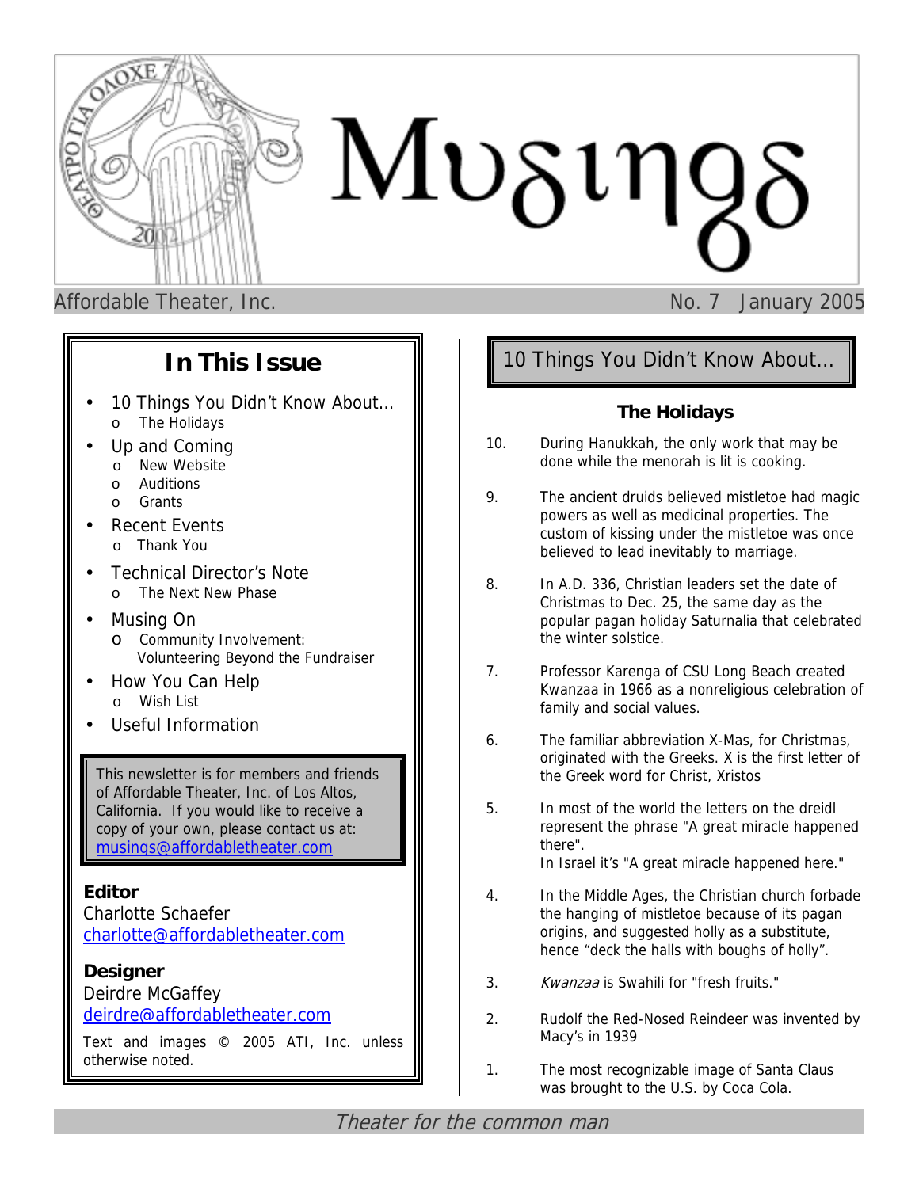# Musings

Affordable Theater, Inc. — No. 7 January 2005

## In This Issue

- 10 Things You Didn't Know About…
  - The Holidays
- Up and Coming
  - New Website
  - Auditions
  - Grants
- Recent Events
  - Thank You
- Technical Director's Note
  - The Next New Phase
- Musing On
  - Community Involvement: Volunteering Beyond the Fundraiser
- How You Can Help
  - Wish List
- Useful Information

This newsletter is for members and friends of Affordable Theater, Inc. of Los Altos, California. If you would like to receive a copy of your own, please contact us at: musings@affordabletheater.com

**Editor**
Charlotte Schaefer
charlotte@affordabletheater.com

**Designer**
Deirdre McGaffey
deirdre@affordabletheater.com

Text and images © 2005 ATI, Inc. unless otherwise noted.

## 10 Things You Didn't Know About…

### The Holidays

10. During Hanukkah, the only work that may be done while the menorah is lit is cooking.

9. The ancient druids believed mistletoe had magic powers as well as medicinal properties. The custom of kissing under the mistletoe was once believed to lead inevitably to marriage.

8. In A.D. 336, Christian leaders set the date of Christmas to Dec. 25, the same day as the popular pagan holiday Saturnalia that celebrated the winter solstice.

7. Professor Karenga of CSU Long Beach created Kwanzaa in 1966 as a nonreligious celebration of family and social values.

6. The familiar abbreviation X-Mas, for Christmas, originated with the Greeks. X is the first letter of the Greek word for Christ, Xristos

5. In most of the world the letters on the dreidl represent the phrase "A great miracle happened there".
   In Israel it's "A great miracle happened here."

4. In the Middle Ages, the Christian church forbade the hanging of mistletoe because of its pagan origins, and suggested holly as a substitute, hence "deck the halls with boughs of holly".

3. *Kwanzaa* is Swahili for "fresh fruits."

2. Rudolf the Red-Nosed Reindeer was invented by Macy's in 1939

1. The most recognizable image of Santa Claus was brought to the U.S. by Coca Cola.

*Theater for the common man*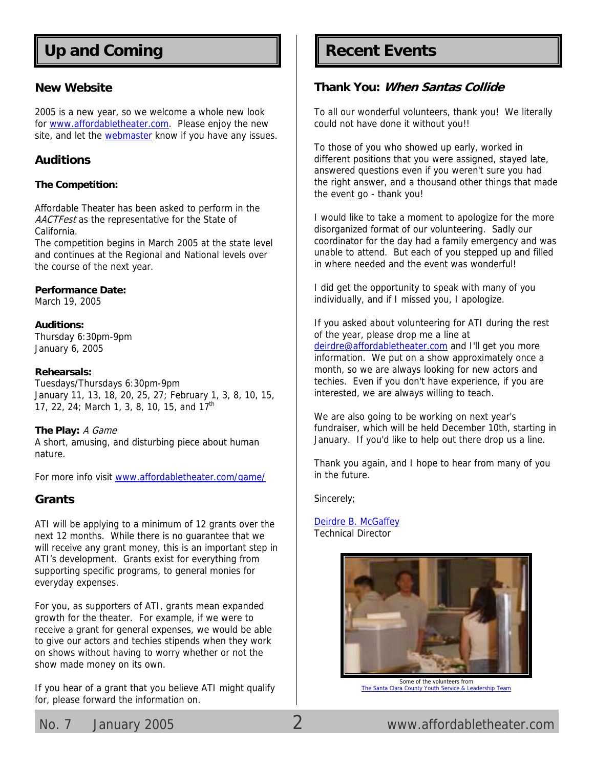# Up and Coming

## New Website

2005 is a new year, so we welcome a whole new look for www.affordabletheater.com. Please enjoy the new site, and let the webmaster know if you have any issues.

## Auditions

### The Competition:

Affordable Theater has been asked to perform in the *AACTFest* as the representative for the State of California.

The competition begins in March 2005 at the state level and continues at the Regional and National levels over the course of the next year.

**Performance Date:**
March 19, 2005

**Auditions:**
Thursday 6:30pm-9pm
January 6, 2005

**Rehearsals:**
Tuesdays/Thursdays 6:30pm-9pm
January 11, 13, 18, 20, 25, 27; February 1, 3, 8, 10, 15, 17, 22, 24; March 1, 3, 8, 10, 15, and 17th

**The Play:** *A Game*
A short, amusing, and disturbing piece about human nature.

For more info visit www.affordabletheater.com/game/

## Grants

ATI will be applying to a minimum of 12 grants over the next 12 months. While there is no guarantee that we will receive any grant money, this is an important step in ATI's development. Grants exist for everything from supporting specific programs, to general monies for everyday expenses.

For you, as supporters of ATI, grants mean expanded growth for the theater. For example, if we were to receive a grant for general expenses, we would be able to give our actors and techies stipends when they work on shows without having to worry whether or not the show made money on its own.

If you hear of a grant that you believe ATI might qualify for, please forward the information on.

# Recent Events

## Thank You: *When Santas Collide*

To all our wonderful volunteers, thank you! We literally could not have done it without you!!

To those of you who showed up early, worked in different positions that you were assigned, stayed late, answered questions even if you weren't sure you had the right answer, and a thousand other things that made the event go - thank you!

I would like to take a moment to apologize for the more disorganized format of our volunteering. Sadly our coordinator for the day had a family emergency and was unable to attend. But each of you stepped up and filled in where needed and the event was wonderful!

I did get the opportunity to speak with many of you individually, and if I missed you, I apologize.

If you asked about volunteering for ATI during the rest of the year, please drop me a line at deirdre@affordabletheater.com and I'll get you more information. We put on a show approximately once a month, so we are always looking for new actors and techies. Even if you don't have experience, if you are interested, we are always willing to teach.

We are also going to be working on next year's fundraiser, which will be held December 10th, starting in January. If you'd like to help out there drop us a line.

Thank you again, and I hope to hear from many of you in the future.

Sincerely;

Deirdre B. McGaffey
Technical Director

Some of the volunteers from
The Santa Clara County Youth Service & Leadership Team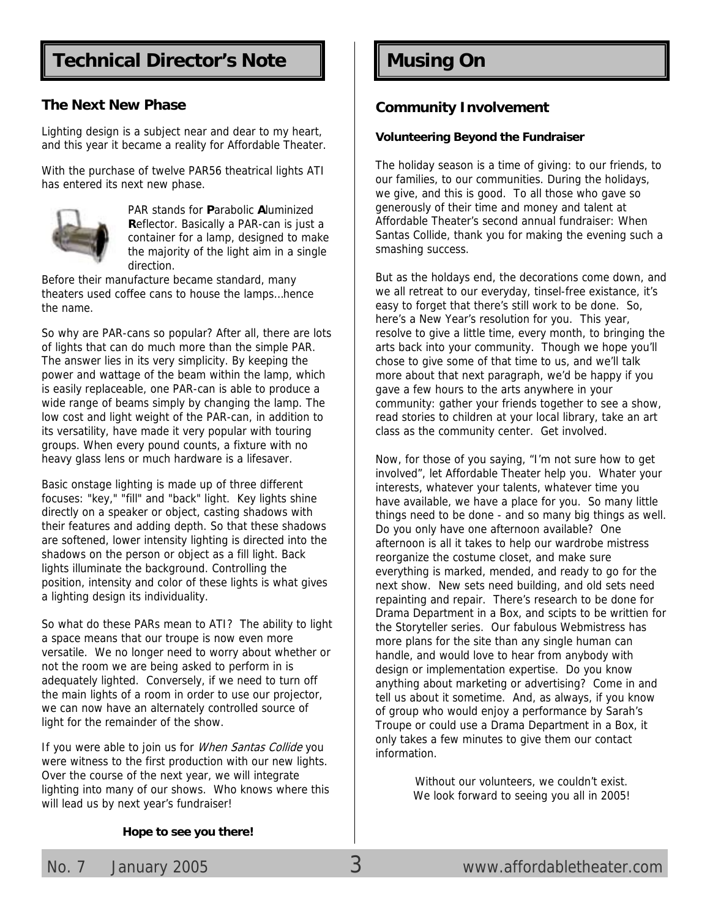## Technical Director's Note

### The Next New Phase

Lighting design is a subject near and dear to my heart, and this year it became a reality for Affordable Theater.

With the purchase of twelve PAR56 theatrical lights ATI has entered its next new phase.

PAR stands for **P**arabolic **A**luminized **R**eflector. Basically a PAR-can is just a container for a lamp, designed to make the majority of the light aim in a single direction.

Before their manufacture became standard, many theaters used coffee cans to house the lamps…hence the name.

So why are PAR-cans so popular? After all, there are lots of lights that can do much more than the simple PAR. The answer lies in its very simplicity. By keeping the power and wattage of the beam within the lamp, which is easily replaceable, one PAR-can is able to produce a wide range of beams simply by changing the lamp. The low cost and light weight of the PAR-can, in addition to its versatility, have made it very popular with touring groups. When every pound counts, a fixture with no heavy glass lens or much hardware is a lifesaver.

Basic onstage lighting is made up of three different focuses: "key," "fill" and "back" light. Key lights shine directly on a speaker or object, casting shadows with their features and adding depth. So that these shadows are softened, lower intensity lighting is directed into the shadows on the person or object as a fill light. Back lights illuminate the background. Controlling the position, intensity and color of these lights is what gives a lighting design its individuality.

So what do these PARs mean to ATI? The ability to light a space means that our troupe is now even more versatile. We no longer need to worry about whether or not the room we are being asked to perform in is adequately lighted. Conversely, if we need to turn off the main lights of a room in order to use our projector, we can now have an alternately controlled source of light for the remainder of the show.

If you were able to join us for *When Santas Collide* you were witness to the first production with our new lights. Over the course of the next year, we will integrate lighting into many of our shows. Who knows where this will lead us by next year's fundraiser!

**Hope to see you there!**

## Musing On

### Community Involvement

#### Volunteering Beyond the Fundraiser

The holiday season is a time of giving: to our friends, to our families, to our communities. During the holidays, we give, and this is good. To all those who gave so generously of their time and money and talent at Affordable Theater's second annual fundraiser: When Santas Collide, thank you for making the evening such a smashing success.

But as the holdays end, the decorations come down, and we all retreat to our everyday, tinsel-free existance, it's easy to forget that there's still work to be done. So, here's a New Year's resolution for you. This year, resolve to give a little time, every month, to bringing the arts back into your community. Though we hope you'll chose to give some of that time to us, and we'll talk more about that next paragraph, we'd be happy if you gave a few hours to the arts anywhere in your community: gather your friends together to see a show, read stories to children at your local library, take an art class as the community center. Get involved.

Now, for those of you saying, "I'm not sure how to get involved", let Affordable Theater help you. Whater your interests, whatever your talents, whatever time you have available, we have a place for you. So many little things need to be done - and so many big things as well. Do you only have one afternoon available? One afternoon is all it takes to help our wardrobe mistress reorganize the costume closet, and make sure everything is marked, mended, and ready to go for the next show. New sets need building, and old sets need repainting and repair. There's research to be done for Drama Department in a Box, and scipts to be writtien for the Storyteller series. Our fabulous Webmistress has more plans for the site than any single human can handle, and would love to hear from anybody with design or implementation expertise. Do you know anything about marketing or advertising? Come in and tell us about it sometime. And, as always, if you know of group who would enjoy a performance by Sarah's Troupe or could use a Drama Department in a Box, it only takes a few minutes to give them our contact information.

Without our volunteers, we couldn't exist.
We look forward to seeing you all in 2005!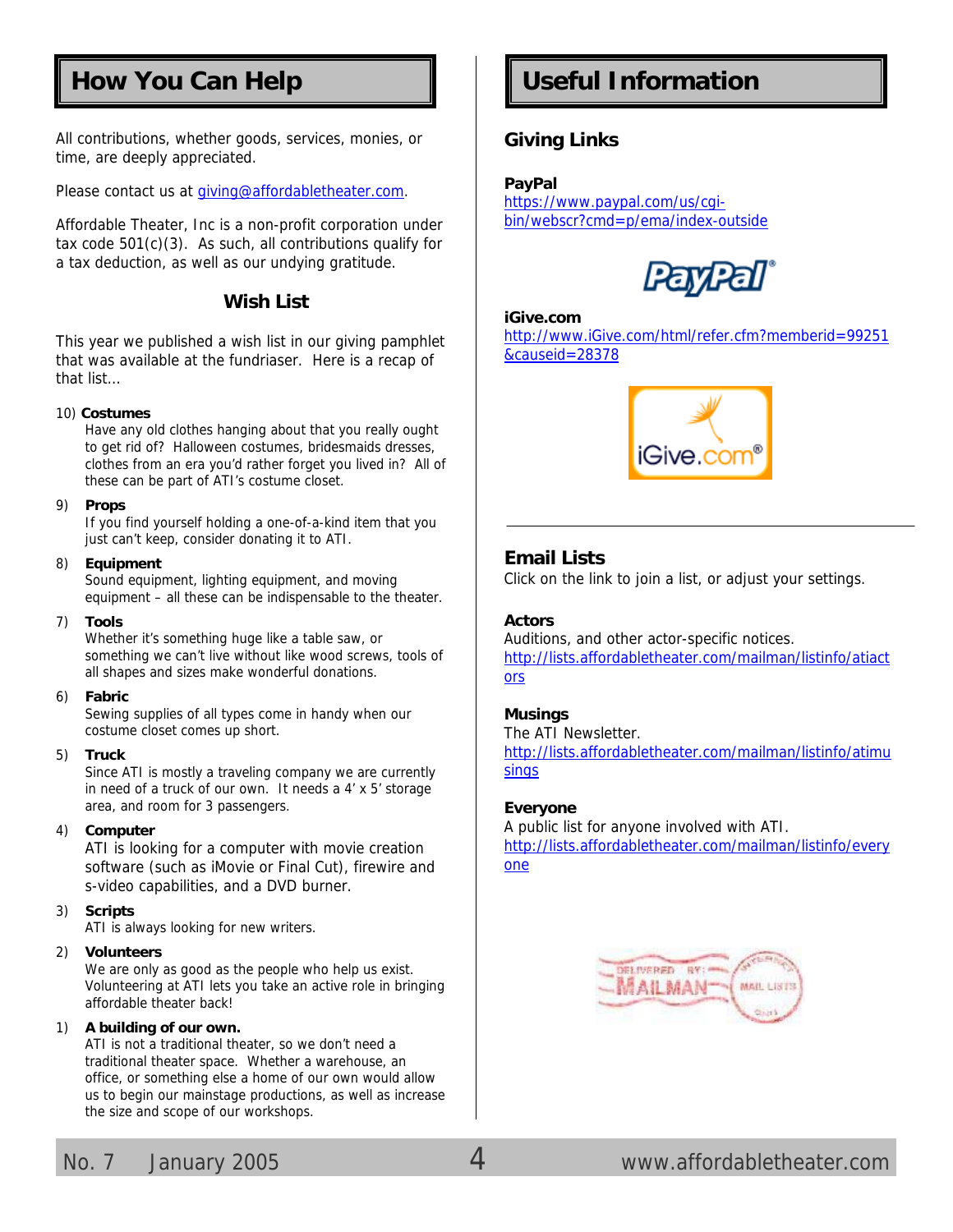## How You Can Help

All contributions, whether goods, services, monies, or time, are deeply appreciated.

Please contact us at giving@affordabletheater.com.

Affordable Theater, Inc is a non-profit corporation under tax code 501(c)(3). As such, all contributions qualify for a tax deduction, as well as our undying gratitude.

### Wish List

This year we published a wish list in our giving pamphlet that was available at the fundriaser. Here is a recap of that list…

10) **Costumes**
Have any old clothes hanging about that you really ought to get rid of? Halloween costumes, bridesmaids dresses, clothes from an era you'd rather forget you lived in? All of these can be part of ATI's costume closet.

9) **Props**
If you find yourself holding a one-of-a-kind item that you just can't keep, consider donating it to ATI.

8) **Equipment**
Sound equipment, lighting equipment, and moving equipment – all these can be indispensable to the theater.

7) **Tools**
Whether it's something huge like a table saw, or something we can't live without like wood screws, tools of all shapes and sizes make wonderful donations.

6) **Fabric**
Sewing supplies of all types come in handy when our costume closet comes up short.

5) **Truck**
Since ATI is mostly a traveling company we are currently in need of a truck of our own. It needs a 4' x 5' storage area, and room for 3 passengers.

4) **Computer**
ATI is looking for a computer with movie creation software (such as iMovie or Final Cut), firewire and s-video capabilities, and a DVD burner.

3) **Scripts**
ATI is always looking for new writers.

2) **Volunteers**
We are only as good as the people who help us exist. Volunteering at ATI lets you take an active role in bringing affordable theater back!

1) **A building of our own.**
ATI is not a traditional theater, so we don't need a traditional theater space. Whether a warehouse, an office, or something else a home of our own would allow us to begin our mainstage productions, as well as increase the size and scope of our workshops.

## Useful Information

### Giving Links

**PayPal**
https://www.paypal.com/us/cgi-bin/webscr?cmd=p/ema/index-outside

**iGive.com**
http://www.iGive.com/html/refer.cfm?memberid=99251&causeid=28378

### Email Lists

Click on the link to join a list, or adjust your settings.

**Actors**
Auditions, and other actor-specific notices.
http://lists.affordabletheater.com/mailman/listinfo/atiactors

**Musings**
The ATI Newsletter.
http://lists.affordabletheater.com/mailman/listinfo/atimusings

**Everyone**
A public list for anyone involved with ATI.
http://lists.affordabletheater.com/mailman/listinfo/everyone